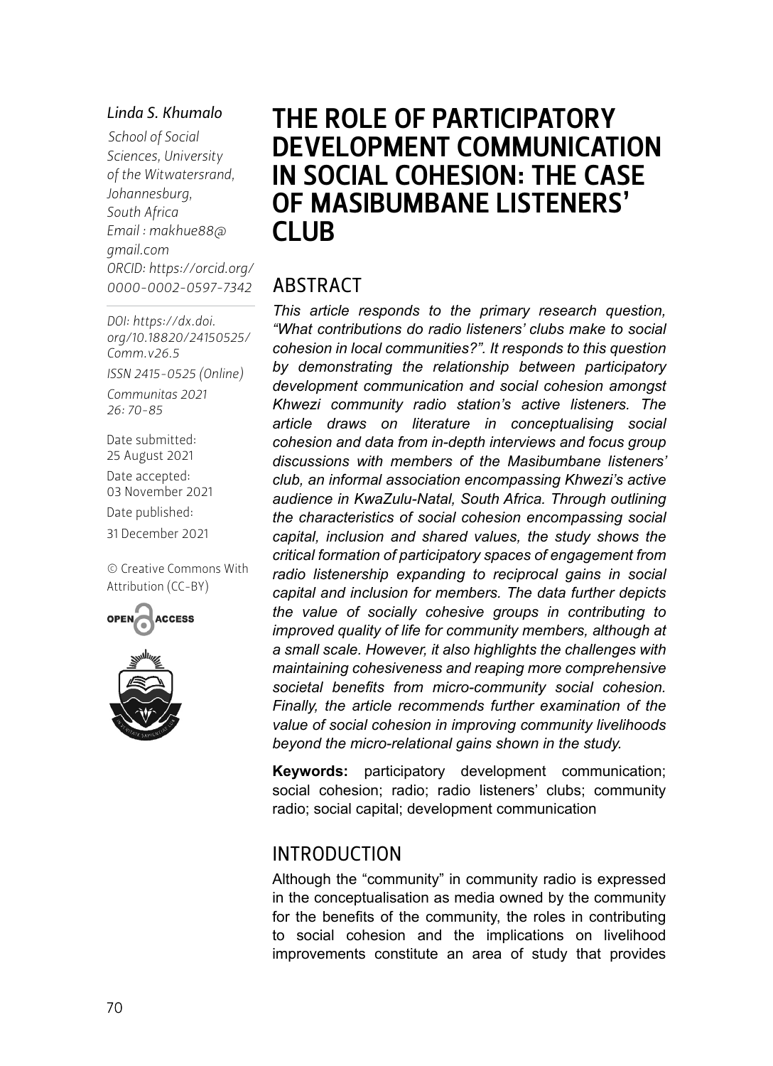*Linda S. Khumalo*

*School of Social Sciences, University of the Witwatersrand, Johannesburg, South Africa*

*Email : makhue88@gmail.com*

*ORCID: https://orcid.org/0000-0002-0597-7342*

*DOI: https://dx.doi.org/10.18820/24150525/Comm.v26.5*

*ISSN 2415-0525 (Online)*

*Communitas 2021 26: 70-85*

Date submitted: 25 August 2021

Date accepted: 03 November 2021

Date published: 31 December 2021

© Creative Commons With Attribution (CC-BY)

# THE ROLE OF PARTICIPATORY DEVELOPMENT COMMUNICATION IN SOCIAL COHESION: THE CASE OF MASIBUMBANE LISTENERS' CLUB

## ABSTRACT

*This article responds to the primary research question, "What contributions do radio listeners' clubs make to social cohesion in local communities?". It responds to this question by demonstrating the relationship between participatory development communication and social cohesion amongst Khwezi community radio station's active listeners. The article draws on literature in conceptualising social cohesion and data from in-depth interviews and focus group discussions with members of the Masibumbane listeners' club, an informal association encompassing Khwezi's active audience in KwaZulu-Natal, South Africa. Through outlining the characteristics of social cohesion encompassing social capital, inclusion and shared values, the study shows the critical formation of participatory spaces of engagement from radio listenership expanding to reciprocal gains in social capital and inclusion for members. The data further depicts the value of socially cohesive groups in contributing to improved quality of life for community members, although at a small scale. However, it also highlights the challenges with maintaining cohesiveness and reaping more comprehensive societal benefits from micro-community social cohesion. Finally, the article recommends further examination of the value of social cohesion in improving community livelihoods beyond the micro-relational gains shown in the study.*

**Keywords:** participatory development communication; social cohesion; radio; radio listeners' clubs; community radio; social capital; development communication

## INTRODUCTION

Although the "community" in community radio is expressed in the conceptualisation as media owned by the community for the benefits of the community, the roles in contributing to social cohesion and the implications on livelihood improvements constitute an area of study that provides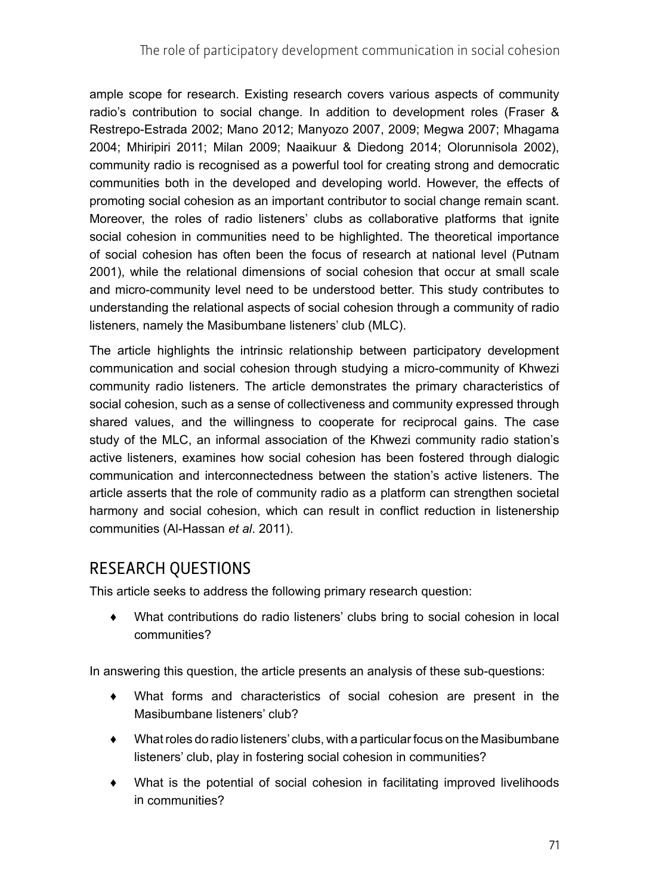ample scope for research. Existing research covers various aspects of community radio's contribution to social change. In addition to development roles (Fraser & Restrepo-Estrada 2002; Mano 2012; Manyozo 2007, 2009; Megwa 2007; Mhagama 2004; Mhiripiri 2011; Milan 2009; Naaikuur & Diedong 2014; Olorunnisola 2002), community radio is recognised as a powerful tool for creating strong and democratic communities both in the developed and developing world. However, the effects of promoting social cohesion as an important contributor to social change remain scant. Moreover, the roles of radio listeners' clubs as collaborative platforms that ignite social cohesion in communities need to be highlighted. The theoretical importance of social cohesion has often been the focus of research at national level (Putnam 2001), while the relational dimensions of social cohesion that occur at small scale and micro-community level need to be understood better. This study contributes to understanding the relational aspects of social cohesion through a community of radio listeners, namely the Masibumbane listeners' club (MLC).

The article highlights the intrinsic relationship between participatory development communication and social cohesion through studying a micro-community of Khwezi community radio listeners. The article demonstrates the primary characteristics of social cohesion, such as a sense of collectiveness and community expressed through shared values, and the willingness to cooperate for reciprocal gains. The case study of the MLC, an informal association of the Khwezi community radio station's active listeners, examines how social cohesion has been fostered through dialogic communication and interconnectedness between the station's active listeners. The article asserts that the role of community radio as a platform can strengthen societal harmony and social cohesion, which can result in conflict reduction in listenership communities (Al-Hassan *et al*. 2011).

## RESEARCH QUESTIONS

This article seeks to address the following primary research question:

- What contributions do radio listeners' clubs bring to social cohesion in local communities?

In answering this question, the article presents an analysis of these sub-questions:

- What forms and characteristics of social cohesion are present in the Masibumbane listeners' club?
- What roles do radio listeners' clubs, with a particular focus on the Masibumbane listeners' club, play in fostering social cohesion in communities?
- What is the potential of social cohesion in facilitating improved livelihoods in communities?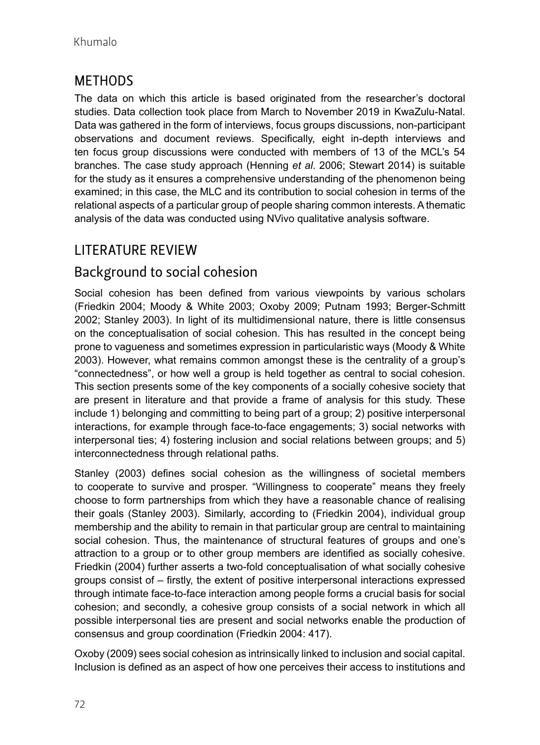## METHODS

The data on which this article is based originated from the researcher's doctoral studies. Data collection took place from March to November 2019 in KwaZulu-Natal. Data was gathered in the form of interviews, focus groups discussions, non-participant observations and document reviews. Specifically, eight in-depth interviews and ten focus group discussions were conducted with members of 13 of the MCL's 54 branches. The case study approach (Henning *et al*. 2006; Stewart 2014) is suitable for the study as it ensures a comprehensive understanding of the phenomenon being examined; in this case, the MLC and its contribution to social cohesion in terms of the relational aspects of a particular group of people sharing common interests. A thematic analysis of the data was conducted using NVivo qualitative analysis software.

## LITERATURE REVIEW

### Background to social cohesion

Social cohesion has been defined from various viewpoints by various scholars (Friedkin 2004; Moody & White 2003; Oxoby 2009; Putnam 1993; Berger-Schmitt 2002; Stanley 2003). In light of its multidimensional nature, there is little consensus on the conceptualisation of social cohesion. This has resulted in the concept being prone to vagueness and sometimes expression in particularistic ways (Moody & White 2003). However, what remains common amongst these is the centrality of a group's "connectedness", or how well a group is held together as central to social cohesion. This section presents some of the key components of a socially cohesive society that are present in literature and that provide a frame of analysis for this study. These include 1) belonging and committing to being part of a group; 2) positive interpersonal interactions, for example through face-to-face engagements; 3) social networks with interpersonal ties; 4) fostering inclusion and social relations between groups; and 5) interconnectedness through relational paths.

Stanley (2003) defines social cohesion as the willingness of societal members to cooperate to survive and prosper. "Willingness to cooperate" means they freely choose to form partnerships from which they have a reasonable chance of realising their goals (Stanley 2003). Similarly, according to (Friedkin 2004), individual group membership and the ability to remain in that particular group are central to maintaining social cohesion. Thus, the maintenance of structural features of groups and one's attraction to a group or to other group members are identified as socially cohesive. Friedkin (2004) further asserts a two-fold conceptualisation of what socially cohesive groups consist of – firstly, the extent of positive interpersonal interactions expressed through intimate face-to-face interaction among people forms a crucial basis for social cohesion; and secondly, a cohesive group consists of a social network in which all possible interpersonal ties are present and social networks enable the production of consensus and group coordination (Friedkin 2004: 417).

Oxoby (2009) sees social cohesion as intrinsically linked to inclusion and social capital. Inclusion is defined as an aspect of how one perceives their access to institutions and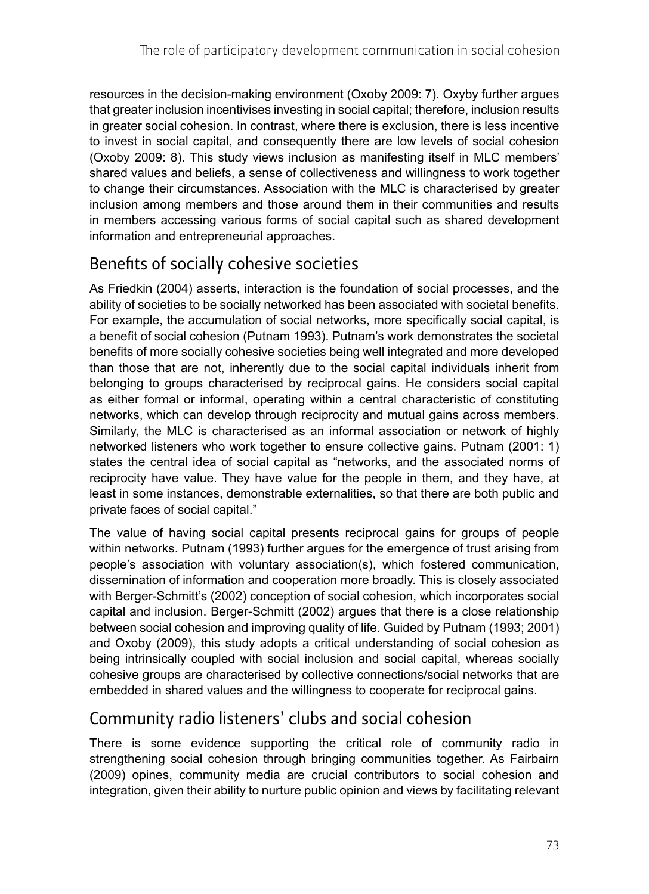resources in the decision-making environment (Oxoby 2009: 7). Oxyby further argues that greater inclusion incentivises investing in social capital; therefore, inclusion results in greater social cohesion. In contrast, where there is exclusion, there is less incentive to invest in social capital, and consequently there are low levels of social cohesion (Oxoby 2009: 8). This study views inclusion as manifesting itself in MLC members' shared values and beliefs, a sense of collectiveness and willingness to work together to change their circumstances. Association with the MLC is characterised by greater inclusion among members and those around them in their communities and results in members accessing various forms of social capital such as shared development information and entrepreneurial approaches.

## Benefits of socially cohesive societies

As Friedkin (2004) asserts, interaction is the foundation of social processes, and the ability of societies to be socially networked has been associated with societal benefits. For example, the accumulation of social networks, more specifically social capital, is a benefit of social cohesion (Putnam 1993). Putnam's work demonstrates the societal benefits of more socially cohesive societies being well integrated and more developed than those that are not, inherently due to the social capital individuals inherit from belonging to groups characterised by reciprocal gains. He considers social capital as either formal or informal, operating within a central characteristic of constituting networks, which can develop through reciprocity and mutual gains across members. Similarly, the MLC is characterised as an informal association or network of highly networked listeners who work together to ensure collective gains. Putnam (2001: 1) states the central idea of social capital as "networks, and the associated norms of reciprocity have value. They have value for the people in them, and they have, at least in some instances, demonstrable externalities, so that there are both public and private faces of social capital."

The value of having social capital presents reciprocal gains for groups of people within networks. Putnam (1993) further argues for the emergence of trust arising from people's association with voluntary association(s), which fostered communication, dissemination of information and cooperation more broadly. This is closely associated with Berger-Schmitt's (2002) conception of social cohesion, which incorporates social capital and inclusion. Berger-Schmitt (2002) argues that there is a close relationship between social cohesion and improving quality of life. Guided by Putnam (1993; 2001) and Oxoby (2009), this study adopts a critical understanding of social cohesion as being intrinsically coupled with social inclusion and social capital, whereas socially cohesive groups are characterised by collective connections/social networks that are embedded in shared values and the willingness to cooperate for reciprocal gains.

## Community radio listeners' clubs and social cohesion

There is some evidence supporting the critical role of community radio in strengthening social cohesion through bringing communities together. As Fairbairn (2009) opines, community media are crucial contributors to social cohesion and integration, given their ability to nurture public opinion and views by facilitating relevant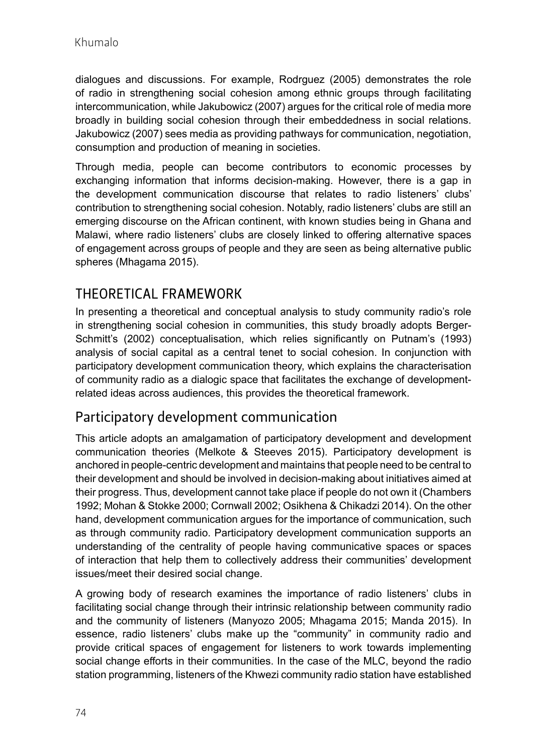dialogues and discussions. For example, Rodrguez (2005) demonstrates the role of radio in strengthening social cohesion among ethnic groups through facilitating intercommunication, while Jakubowicz (2007) argues for the critical role of media more broadly in building social cohesion through their embeddedness in social relations. Jakubowicz (2007) sees media as providing pathways for communication, negotiation, consumption and production of meaning in societies.

Through media, people can become contributors to economic processes by exchanging information that informs decision-making. However, there is a gap in the development communication discourse that relates to radio listeners' clubs' contribution to strengthening social cohesion. Notably, radio listeners' clubs are still an emerging discourse on the African continent, with known studies being in Ghana and Malawi, where radio listeners' clubs are closely linked to offering alternative spaces of engagement across groups of people and they are seen as being alternative public spheres (Mhagama 2015).

## THEORETICAL FRAMEWORK

In presenting a theoretical and conceptual analysis to study community radio's role in strengthening social cohesion in communities, this study broadly adopts Berger-Schmitt's (2002) conceptualisation, which relies significantly on Putnam's (1993) analysis of social capital as a central tenet to social cohesion. In conjunction with participatory development communication theory, which explains the characterisation of community radio as a dialogic space that facilitates the exchange of development-related ideas across audiences, this provides the theoretical framework.

### Participatory development communication

This article adopts an amalgamation of participatory development and development communication theories (Melkote & Steeves 2015). Participatory development is anchored in people-centric development and maintains that people need to be central to their development and should be involved in decision-making about initiatives aimed at their progress. Thus, development cannot take place if people do not own it (Chambers 1992; Mohan & Stokke 2000; Cornwall 2002; Osikhena & Chikadzi 2014). On the other hand, development communication argues for the importance of communication, such as through community radio. Participatory development communication supports an understanding of the centrality of people having communicative spaces or spaces of interaction that help them to collectively address their communities' development issues/meet their desired social change.

A growing body of research examines the importance of radio listeners' clubs in facilitating social change through their intrinsic relationship between community radio and the community of listeners (Manyozo 2005; Mhagama 2015; Manda 2015). In essence, radio listeners' clubs make up the "community" in community radio and provide critical spaces of engagement for listeners to work towards implementing social change efforts in their communities. In the case of the MLC, beyond the radio station programming, listeners of the Khwezi community radio station have established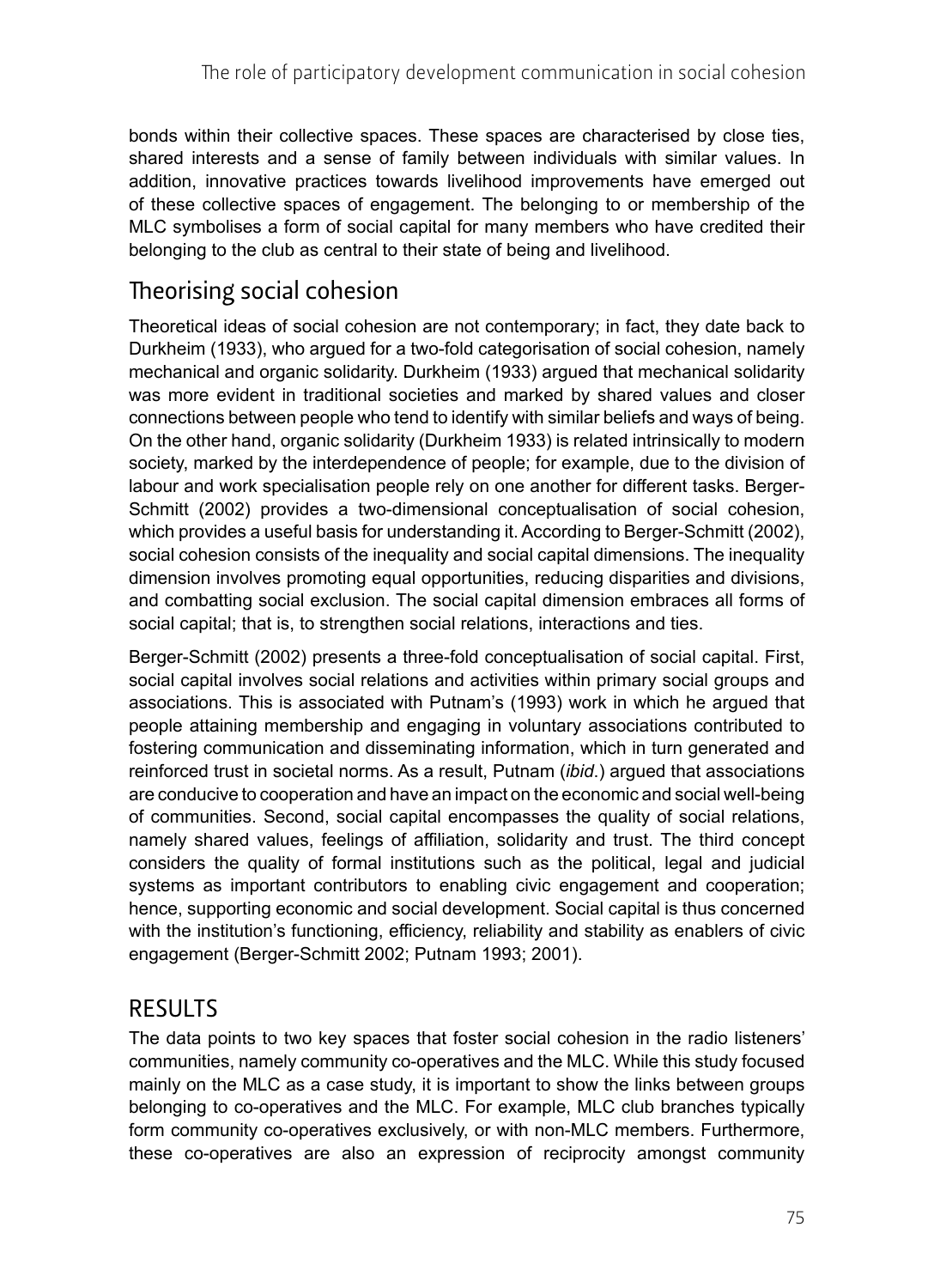bonds within their collective spaces. These spaces are characterised by close ties, shared interests and a sense of family between individuals with similar values. In addition, innovative practices towards livelihood improvements have emerged out of these collective spaces of engagement. The belonging to or membership of the MLC symbolises a form of social capital for many members who have credited their belonging to the club as central to their state of being and livelihood.

## Theorising social cohesion

Theoretical ideas of social cohesion are not contemporary; in fact, they date back to Durkheim (1933), who argued for a two-fold categorisation of social cohesion, namely mechanical and organic solidarity. Durkheim (1933) argued that mechanical solidarity was more evident in traditional societies and marked by shared values and closer connections between people who tend to identify with similar beliefs and ways of being. On the other hand, organic solidarity (Durkheim 1933) is related intrinsically to modern society, marked by the interdependence of people; for example, due to the division of labour and work specialisation people rely on one another for different tasks. Berger-Schmitt (2002) provides a two-dimensional conceptualisation of social cohesion, which provides a useful basis for understanding it. According to Berger-Schmitt (2002), social cohesion consists of the inequality and social capital dimensions. The inequality dimension involves promoting equal opportunities, reducing disparities and divisions, and combatting social exclusion. The social capital dimension embraces all forms of social capital; that is, to strengthen social relations, interactions and ties.

Berger-Schmitt (2002) presents a three-fold conceptualisation of social capital. First, social capital involves social relations and activities within primary social groups and associations. This is associated with Putnam's (1993) work in which he argued that people attaining membership and engaging in voluntary associations contributed to fostering communication and disseminating information, which in turn generated and reinforced trust in societal norms. As a result, Putnam (*ibid*.) argued that associations are conducive to cooperation and have an impact on the economic and social well-being of communities. Second, social capital encompasses the quality of social relations, namely shared values, feelings of affiliation, solidarity and trust. The third concept considers the quality of formal institutions such as the political, legal and judicial systems as important contributors to enabling civic engagement and cooperation; hence, supporting economic and social development. Social capital is thus concerned with the institution's functioning, efficiency, reliability and stability as enablers of civic engagement (Berger-Schmitt 2002; Putnam 1993; 2001).

## RESULTS

The data points to two key spaces that foster social cohesion in the radio listeners' communities, namely community co-operatives and the MLC. While this study focused mainly on the MLC as a case study, it is important to show the links between groups belonging to co-operatives and the MLC. For example, MLC club branches typically form community co-operatives exclusively, or with non-MLC members. Furthermore, these co-operatives are also an expression of reciprocity amongst community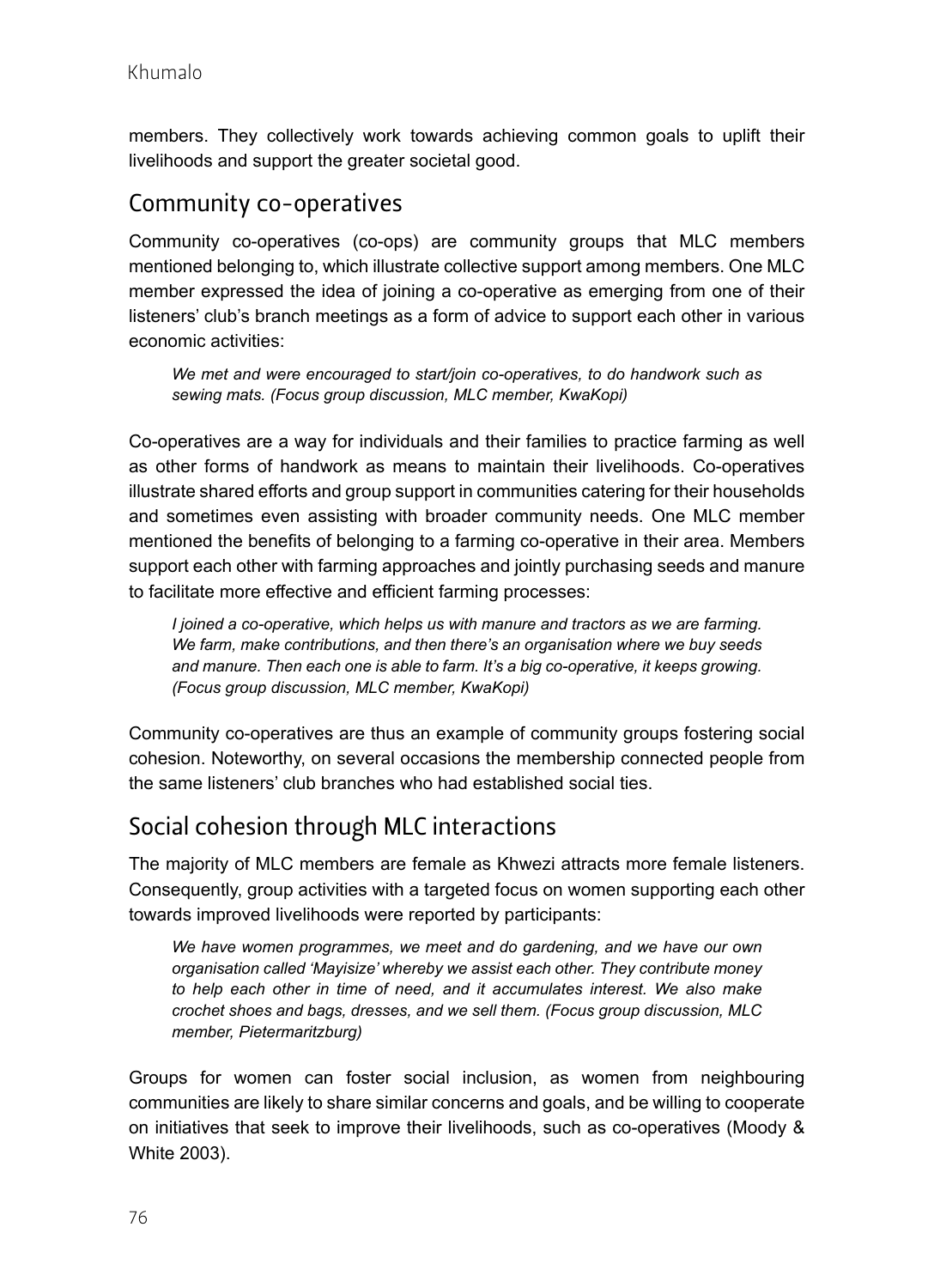members. They collectively work towards achieving common goals to uplift their livelihoods and support the greater societal good.

## Community co-operatives

Community co-operatives (co-ops) are community groups that MLC members mentioned belonging to, which illustrate collective support among members. One MLC member expressed the idea of joining a co-operative as emerging from one of their listeners' club's branch meetings as a form of advice to support each other in various economic activities:

> *We met and were encouraged to start/join co-operatives, to do handwork such as sewing mats. (Focus group discussion, MLC member, KwaKopi)*

Co-operatives are a way for individuals and their families to practice farming as well as other forms of handwork as means to maintain their livelihoods. Co-operatives illustrate shared efforts and group support in communities catering for their households and sometimes even assisting with broader community needs. One MLC member mentioned the benefits of belonging to a farming co-operative in their area. Members support each other with farming approaches and jointly purchasing seeds and manure to facilitate more effective and efficient farming processes:

> *I joined a co-operative, which helps us with manure and tractors as we are farming. We farm, make contributions, and then there's an organisation where we buy seeds and manure. Then each one is able to farm. It's a big co-operative, it keeps growing. (Focus group discussion, MLC member, KwaKopi)*

Community co-operatives are thus an example of community groups fostering social cohesion. Noteworthy, on several occasions the membership connected people from the same listeners' club branches who had established social ties.

## Social cohesion through MLC interactions

The majority of MLC members are female as Khwezi attracts more female listeners. Consequently, group activities with a targeted focus on women supporting each other towards improved livelihoods were reported by participants:

> *We have women programmes, we meet and do gardening, and we have our own organisation called 'Mayisize' whereby we assist each other. They contribute money to help each other in time of need, and it accumulates interest. We also make crochet shoes and bags, dresses, and we sell them. (Focus group discussion, MLC member, Pietermaritzburg)*

Groups for women can foster social inclusion, as women from neighbouring communities are likely to share similar concerns and goals, and be willing to cooperate on initiatives that seek to improve their livelihoods, such as co-operatives (Moody & White 2003).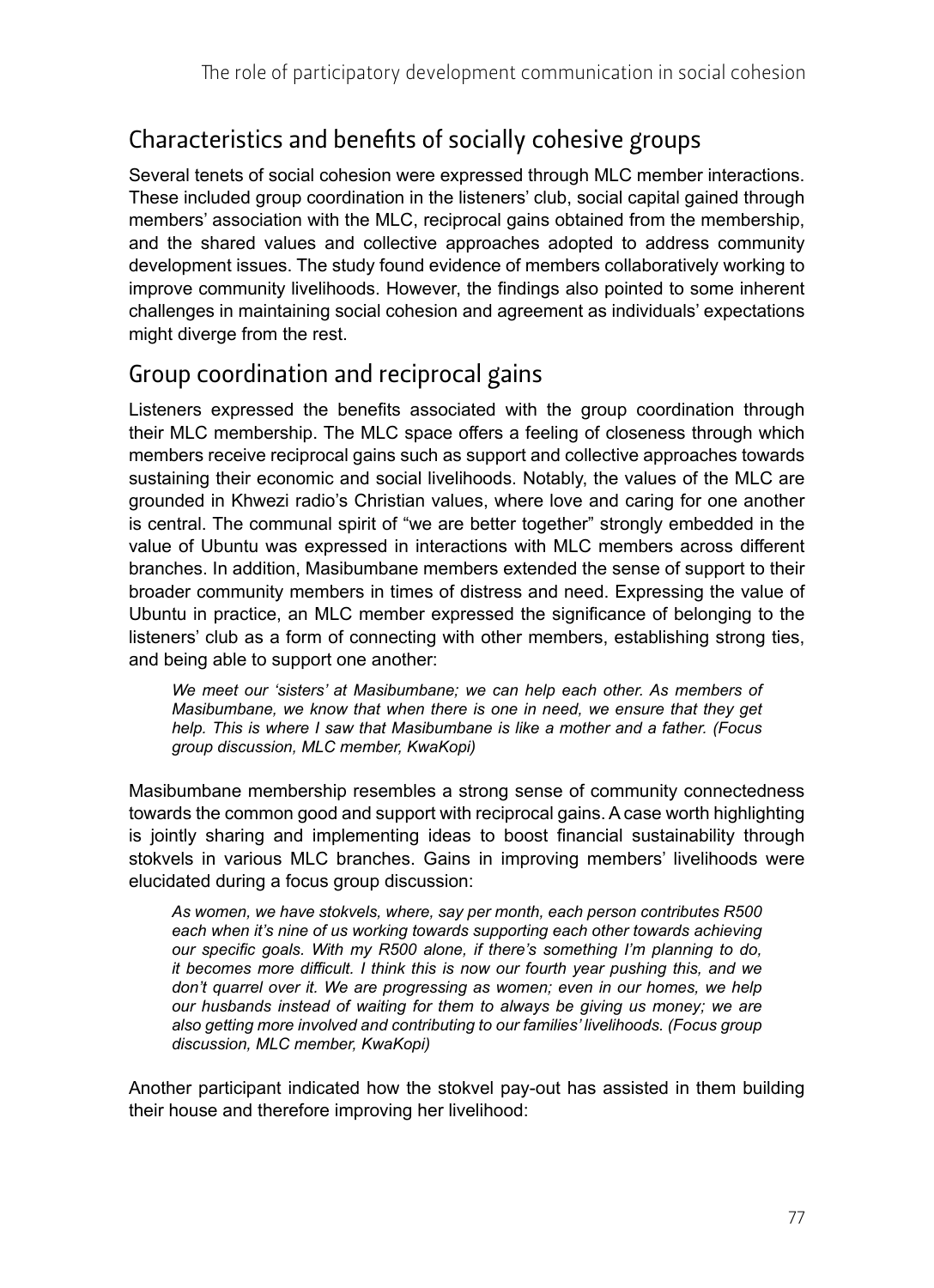## Characteristics and benefits of socially cohesive groups

Several tenets of social cohesion were expressed through MLC member interactions. These included group coordination in the listeners' club, social capital gained through members' association with the MLC, reciprocal gains obtained from the membership, and the shared values and collective approaches adopted to address community development issues. The study found evidence of members collaboratively working to improve community livelihoods. However, the findings also pointed to some inherent challenges in maintaining social cohesion and agreement as individuals' expectations might diverge from the rest.

## Group coordination and reciprocal gains

Listeners expressed the benefits associated with the group coordination through their MLC membership. The MLC space offers a feeling of closeness through which members receive reciprocal gains such as support and collective approaches towards sustaining their economic and social livelihoods. Notably, the values of the MLC are grounded in Khwezi radio's Christian values, where love and caring for one another is central. The communal spirit of "we are better together" strongly embedded in the value of Ubuntu was expressed in interactions with MLC members across different branches. In addition, Masibumbane members extended the sense of support to their broader community members in times of distress and need. Expressing the value of Ubuntu in practice, an MLC member expressed the significance of belonging to the listeners' club as a form of connecting with other members, establishing strong ties, and being able to support one another:

> *We meet our 'sisters' at Masibumbane; we can help each other. As members of Masibumbane, we know that when there is one in need, we ensure that they get help. This is where I saw that Masibumbane is like a mother and a father. (Focus group discussion, MLC member, KwaKopi)*

Masibumbane membership resembles a strong sense of community connectedness towards the common good and support with reciprocal gains. A case worth highlighting is jointly sharing and implementing ideas to boost financial sustainability through stokvels in various MLC branches. Gains in improving members' livelihoods were elucidated during a focus group discussion:

> *As women, we have stokvels, where, say per month, each person contributes R500 each when it's nine of us working towards supporting each other towards achieving our specific goals. With my R500 alone, if there's something I'm planning to do, it becomes more difficult. I think this is now our fourth year pushing this, and we don't quarrel over it. We are progressing as women; even in our homes, we help our husbands instead of waiting for them to always be giving us money; we are also getting more involved and contributing to our families' livelihoods. (Focus group discussion, MLC member, KwaKopi)*

Another participant indicated how the stokvel pay-out has assisted in them building their house and therefore improving her livelihood: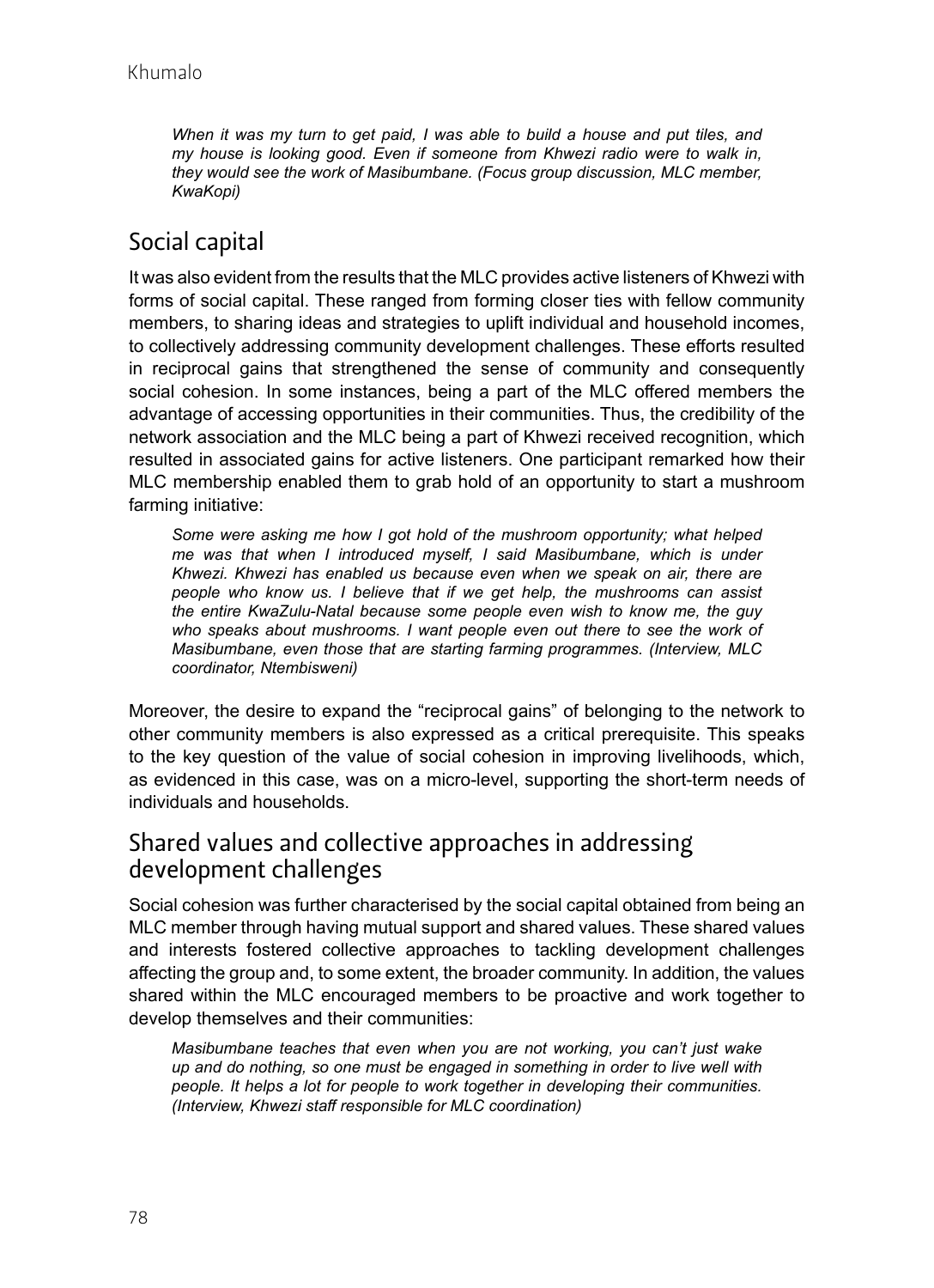*When it was my turn to get paid, I was able to build a house and put tiles, and my house is looking good. Even if someone from Khwezi radio were to walk in, they would see the work of Masibumbane. (Focus group discussion, MLC member, KwaKopi)*

## Social capital

It was also evident from the results that the MLC provides active listeners of Khwezi with forms of social capital. These ranged from forming closer ties with fellow community members, to sharing ideas and strategies to uplift individual and household incomes, to collectively addressing community development challenges. These efforts resulted in reciprocal gains that strengthened the sense of community and consequently social cohesion. In some instances, being a part of the MLC offered members the advantage of accessing opportunities in their communities. Thus, the credibility of the network association and the MLC being a part of Khwezi received recognition, which resulted in associated gains for active listeners. One participant remarked how their MLC membership enabled them to grab hold of an opportunity to start a mushroom farming initiative:

*Some were asking me how I got hold of the mushroom opportunity; what helped me was that when I introduced myself, I said Masibumbane, which is under Khwezi. Khwezi has enabled us because even when we speak on air, there are people who know us. I believe that if we get help, the mushrooms can assist the entire KwaZulu-Natal because some people even wish to know me, the guy who speaks about mushrooms. I want people even out there to see the work of Masibumbane, even those that are starting farming programmes. (Interview, MLC coordinator, Ntembisweni)*

Moreover, the desire to expand the "reciprocal gains" of belonging to the network to other community members is also expressed as a critical prerequisite. This speaks to the key question of the value of social cohesion in improving livelihoods, which, as evidenced in this case, was on a micro-level, supporting the short-term needs of individuals and households.

## Shared values and collective approaches in addressing development challenges

Social cohesion was further characterised by the social capital obtained from being an MLC member through having mutual support and shared values. These shared values and interests fostered collective approaches to tackling development challenges affecting the group and, to some extent, the broader community. In addition, the values shared within the MLC encouraged members to be proactive and work together to develop themselves and their communities:

*Masibumbane teaches that even when you are not working, you can't just wake up and do nothing, so one must be engaged in something in order to live well with people. It helps a lot for people to work together in developing their communities. (Interview, Khwezi staff responsible for MLC coordination)*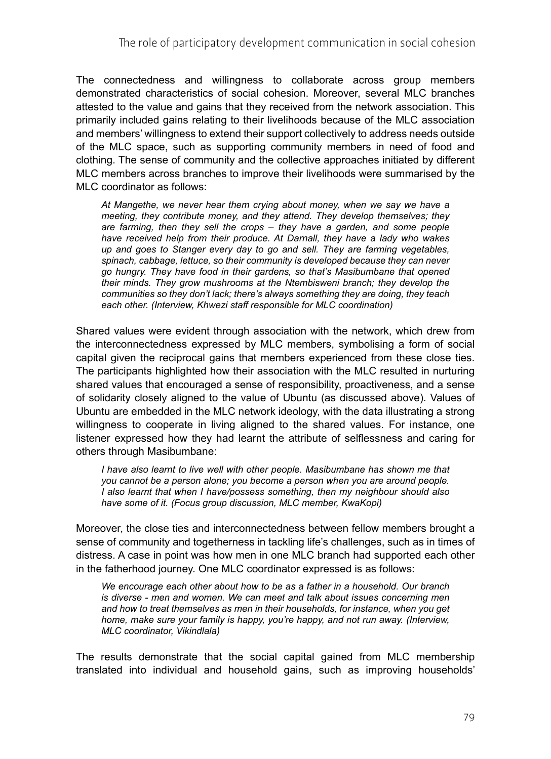The connectedness and willingness to collaborate across group members demonstrated characteristics of social cohesion. Moreover, several MLC branches attested to the value and gains that they received from the network association. This primarily included gains relating to their livelihoods because of the MLC association and members' willingness to extend their support collectively to address needs outside of the MLC space, such as supporting community members in need of food and clothing. The sense of community and the collective approaches initiated by different MLC members across branches to improve their livelihoods were summarised by the MLC coordinator as follows:

> *At Mangethe, we never hear them crying about money, when we say we have a meeting, they contribute money, and they attend. They develop themselves; they are farming, then they sell the crops – they have a garden, and some people have received help from their produce. At Darnall, they have a lady who wakes up and goes to Stanger every day to go and sell. They are farming vegetables, spinach, cabbage, lettuce, so their community is developed because they can never go hungry. They have food in their gardens, so that's Masibumbane that opened their minds. They grow mushrooms at the Ntembisweni branch; they develop the communities so they don't lack; there's always something they are doing, they teach each other. (Interview, Khwezi staff responsible for MLC coordination)*

Shared values were evident through association with the network, which drew from the interconnectedness expressed by MLC members, symbolising a form of social capital given the reciprocal gains that members experienced from these close ties. The participants highlighted how their association with the MLC resulted in nurturing shared values that encouraged a sense of responsibility, proactiveness, and a sense of solidarity closely aligned to the value of Ubuntu (as discussed above). Values of Ubuntu are embedded in the MLC network ideology, with the data illustrating a strong willingness to cooperate in living aligned to the shared values. For instance, one listener expressed how they had learnt the attribute of selflessness and caring for others through Masibumbane:

> *I have also learnt to live well with other people. Masibumbane has shown me that you cannot be a person alone; you become a person when you are around people. I also learnt that when I have/possess something, then my neighbour should also have some of it. (Focus group discussion, MLC member, KwaKopi)*

Moreover, the close ties and interconnectedness between fellow members brought a sense of community and togetherness in tackling life's challenges, such as in times of distress. A case in point was how men in one MLC branch had supported each other in the fatherhood journey. One MLC coordinator expressed is as follows:

> *We encourage each other about how to be as a father in a household. Our branch is diverse - men and women. We can meet and talk about issues concerning men and how to treat themselves as men in their households, for instance, when you get home, make sure your family is happy, you're happy, and not run away. (Interview, MLC coordinator, Vikindlala)*

The results demonstrate that the social capital gained from MLC membership translated into individual and household gains, such as improving households'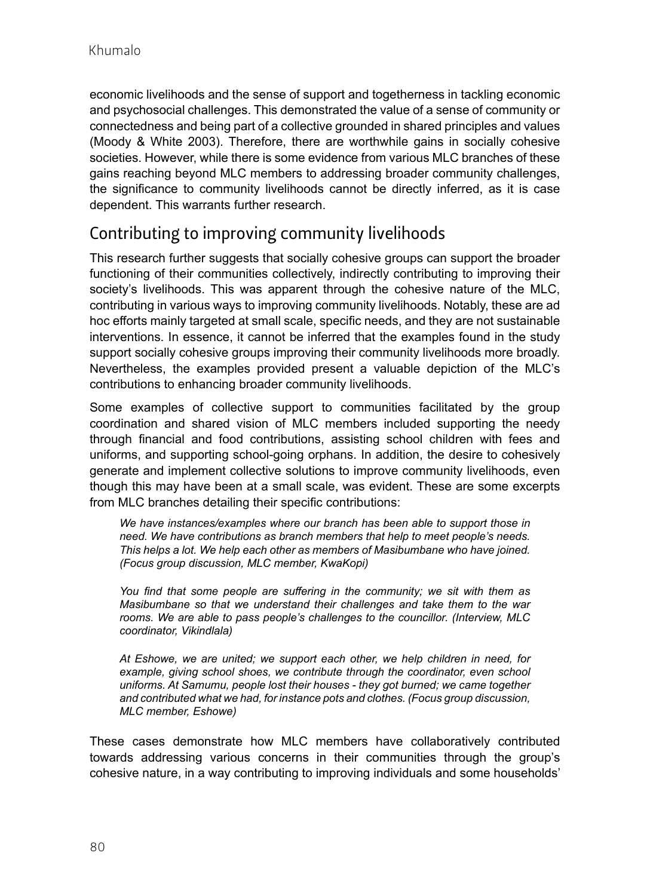economic livelihoods and the sense of support and togetherness in tackling economic and psychosocial challenges. This demonstrated the value of a sense of community or connectedness and being part of a collective grounded in shared principles and values (Moody & White 2003). Therefore, there are worthwhile gains in socially cohesive societies. However, while there is some evidence from various MLC branches of these gains reaching beyond MLC members to addressing broader community challenges, the significance to community livelihoods cannot be directly inferred, as it is case dependent. This warrants further research.

## Contributing to improving community livelihoods

This research further suggests that socially cohesive groups can support the broader functioning of their communities collectively, indirectly contributing to improving their society's livelihoods. This was apparent through the cohesive nature of the MLC, contributing in various ways to improving community livelihoods. Notably, these are ad hoc efforts mainly targeted at small scale, specific needs, and they are not sustainable interventions. In essence, it cannot be inferred that the examples found in the study support socially cohesive groups improving their community livelihoods more broadly. Nevertheless, the examples provided present a valuable depiction of the MLC's contributions to enhancing broader community livelihoods.

Some examples of collective support to communities facilitated by the group coordination and shared vision of MLC members included supporting the needy through financial and food contributions, assisting school children with fees and uniforms, and supporting school-going orphans. In addition, the desire to cohesively generate and implement collective solutions to improve community livelihoods, even though this may have been at a small scale, was evident. These are some excerpts from MLC branches detailing their specific contributions:

> *We have instances/examples where our branch has been able to support those in need. We have contributions as branch members that help to meet people's needs. This helps a lot. We help each other as members of Masibumbane who have joined. (Focus group discussion, MLC member, KwaKopi)*

> *You find that some people are suffering in the community; we sit with them as Masibumbane so that we understand their challenges and take them to the war rooms. We are able to pass people's challenges to the councillor. (Interview, MLC coordinator, Vikindlala)*

> *At Eshowe, we are united; we support each other, we help children in need, for example, giving school shoes, we contribute through the coordinator, even school uniforms. At Samumu, people lost their houses - they got burned; we came together and contributed what we had, for instance pots and clothes. (Focus group discussion, MLC member, Eshowe)*

These cases demonstrate how MLC members have collaboratively contributed towards addressing various concerns in their communities through the group's cohesive nature, in a way contributing to improving individuals and some households'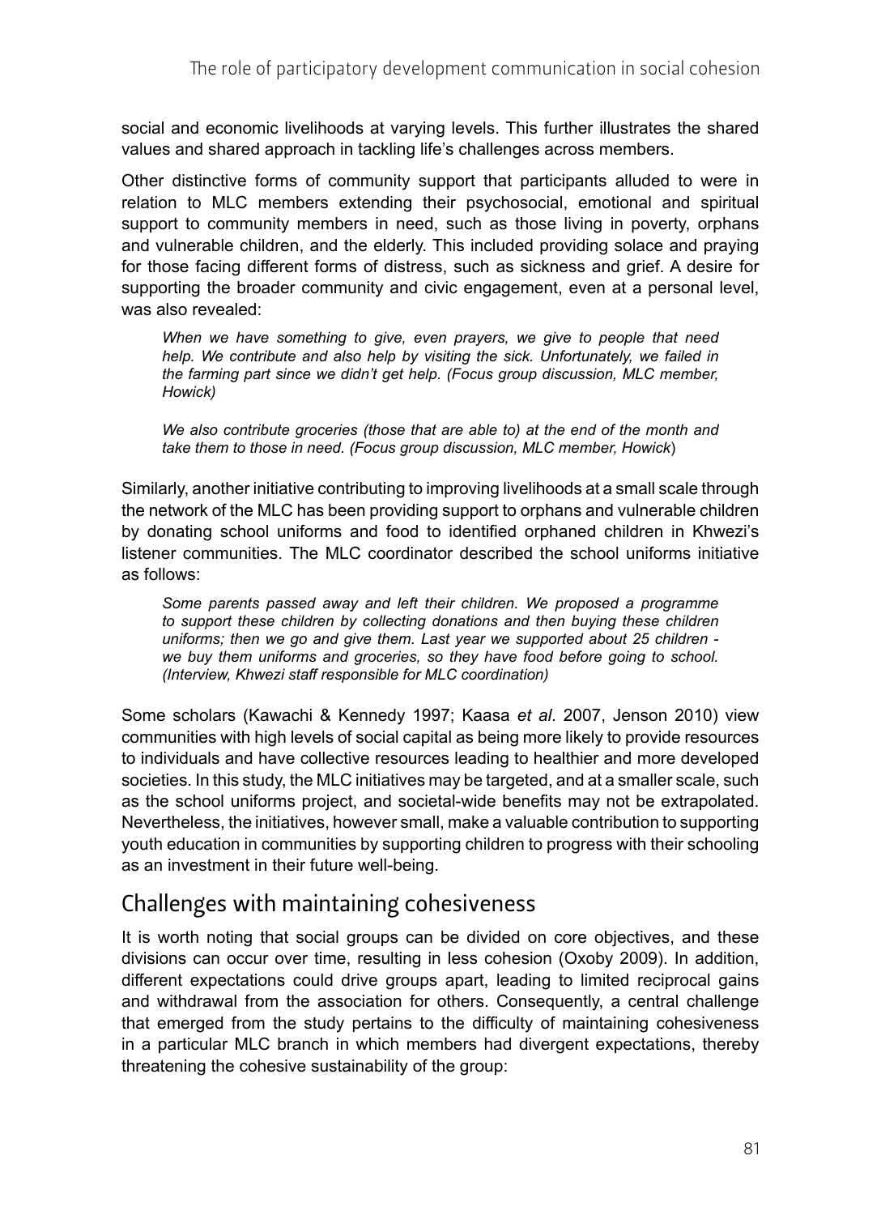social and economic livelihoods at varying levels. This further illustrates the shared values and shared approach in tackling life's challenges across members.

Other distinctive forms of community support that participants alluded to were in relation to MLC members extending their psychosocial, emotional and spiritual support to community members in need, such as those living in poverty, orphans and vulnerable children, and the elderly. This included providing solace and praying for those facing different forms of distress, such as sickness and grief. A desire for supporting the broader community and civic engagement, even at a personal level, was also revealed:

> *When we have something to give, even prayers, we give to people that need help. We contribute and also help by visiting the sick. Unfortunately, we failed in the farming part since we didn't get help. (Focus group discussion, MLC member, Howick)*

> *We also contribute groceries (those that are able to) at the end of the month and take them to those in need. (Focus group discussion, MLC member, Howick)*

Similarly, another initiative contributing to improving livelihoods at a small scale through the network of the MLC has been providing support to orphans and vulnerable children by donating school uniforms and food to identified orphaned children in Khwezi's listener communities. The MLC coordinator described the school uniforms initiative as follows:

> *Some parents passed away and left their children. We proposed a programme to support these children by collecting donations and then buying these children uniforms; then we go and give them. Last year we supported about 25 children - we buy them uniforms and groceries, so they have food before going to school. (Interview, Khwezi staff responsible for MLC coordination)*

Some scholars (Kawachi & Kennedy 1997; Kaasa *et al*. 2007, Jenson 2010) view communities with high levels of social capital as being more likely to provide resources to individuals and have collective resources leading to healthier and more developed societies. In this study, the MLC initiatives may be targeted, and at a smaller scale, such as the school uniforms project, and societal-wide benefits may not be extrapolated. Nevertheless, the initiatives, however small, make a valuable contribution to supporting youth education in communities by supporting children to progress with their schooling as an investment in their future well-being.

## Challenges with maintaining cohesiveness

It is worth noting that social groups can be divided on core objectives, and these divisions can occur over time, resulting in less cohesion (Oxoby 2009). In addition, different expectations could drive groups apart, leading to limited reciprocal gains and withdrawal from the association for others. Consequently, a central challenge that emerged from the study pertains to the difficulty of maintaining cohesiveness in a particular MLC branch in which members had divergent expectations, thereby threatening the cohesive sustainability of the group: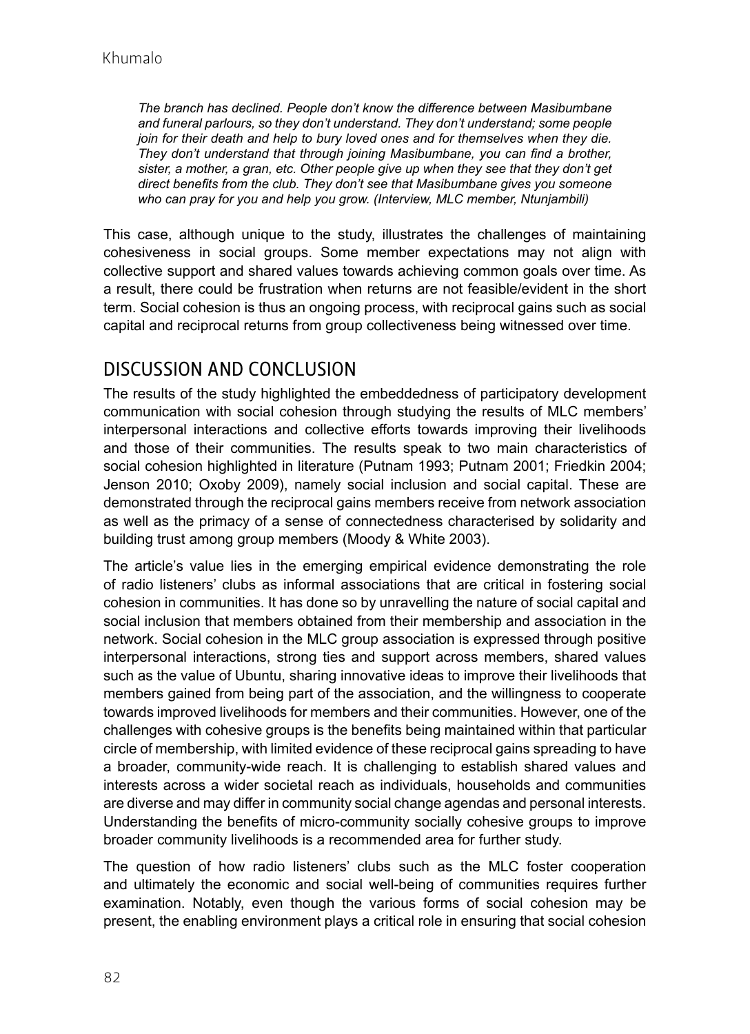> *The branch has declined. People don't know the difference between Masibumbane and funeral parlours, so they don't understand. They don't understand; some people join for their death and help to bury loved ones and for themselves when they die. They don't understand that through joining Masibumbane, you can find a brother, sister, a mother, a gran, etc. Other people give up when they see that they don't get direct benefits from the club. They don't see that Masibumbane gives you someone who can pray for you and help you grow. (Interview, MLC member, Ntunjambili)*

This case, although unique to the study, illustrates the challenges of maintaining cohesiveness in social groups. Some member expectations may not align with collective support and shared values towards achieving common goals over time. As a result, there could be frustration when returns are not feasible/evident in the short term. Social cohesion is thus an ongoing process, with reciprocal gains such as social capital and reciprocal returns from group collectiveness being witnessed over time.

## DISCUSSION AND CONCLUSION

The results of the study highlighted the embeddedness of participatory development communication with social cohesion through studying the results of MLC members' interpersonal interactions and collective efforts towards improving their livelihoods and those of their communities. The results speak to two main characteristics of social cohesion highlighted in literature (Putnam 1993; Putnam 2001; Friedkin 2004; Jenson 2010; Oxoby 2009), namely social inclusion and social capital. These are demonstrated through the reciprocal gains members receive from network association as well as the primacy of a sense of connectedness characterised by solidarity and building trust among group members (Moody & White 2003).

The article's value lies in the emerging empirical evidence demonstrating the role of radio listeners' clubs as informal associations that are critical in fostering social cohesion in communities. It has done so by unravelling the nature of social capital and social inclusion that members obtained from their membership and association in the network. Social cohesion in the MLC group association is expressed through positive interpersonal interactions, strong ties and support across members, shared values such as the value of Ubuntu, sharing innovative ideas to improve their livelihoods that members gained from being part of the association, and the willingness to cooperate towards improved livelihoods for members and their communities. However, one of the challenges with cohesive groups is the benefits being maintained within that particular circle of membership, with limited evidence of these reciprocal gains spreading to have a broader, community-wide reach. It is challenging to establish shared values and interests across a wider societal reach as individuals, households and communities are diverse and may differ in community social change agendas and personal interests. Understanding the benefits of micro-community socially cohesive groups to improve broader community livelihoods is a recommended area for further study.

The question of how radio listeners' clubs such as the MLC foster cooperation and ultimately the economic and social well-being of communities requires further examination. Notably, even though the various forms of social cohesion may be present, the enabling environment plays a critical role in ensuring that social cohesion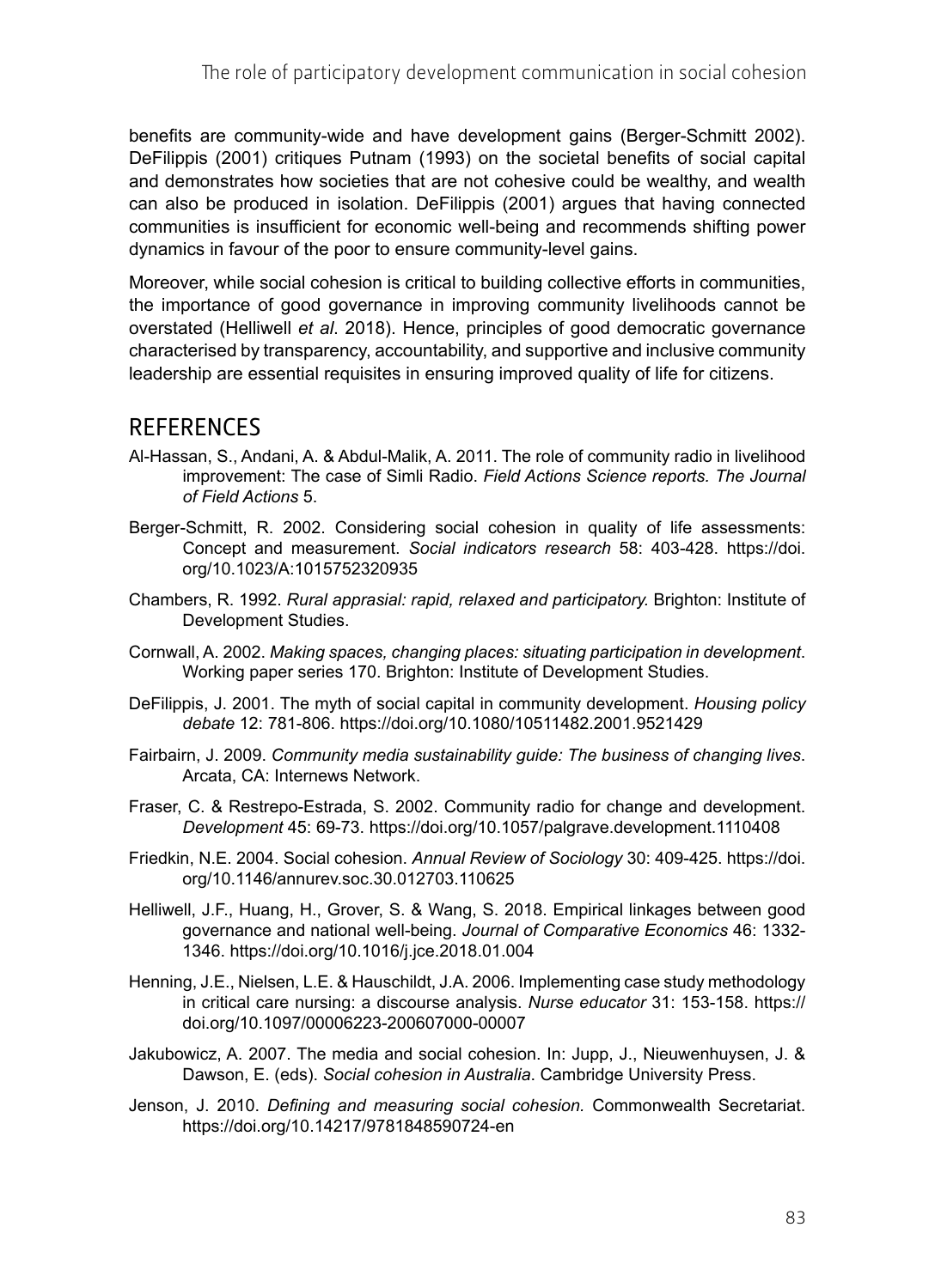benefits are community-wide and have development gains (Berger-Schmitt 2002). DeFilippis (2001) critiques Putnam (1993) on the societal benefits of social capital and demonstrates how societies that are not cohesive could be wealthy, and wealth can also be produced in isolation. DeFilippis (2001) argues that having connected communities is insufficient for economic well-being and recommends shifting power dynamics in favour of the poor to ensure community-level gains.

Moreover, while social cohesion is critical to building collective efforts in communities, the importance of good governance in improving community livelihoods cannot be overstated (Helliwell *et al*. 2018). Hence, principles of good democratic governance characterised by transparency, accountability, and supportive and inclusive community leadership are essential requisites in ensuring improved quality of life for citizens.

## REFERENCES

Al-Hassan, S., Andani, A. & Abdul-Malik, A. 2011. The role of community radio in livelihood improvement: The case of Simli Radio. *Field Actions Science reports. The Journal of Field Actions* 5.

Berger-Schmitt, R. 2002. Considering social cohesion in quality of life assessments: Concept and measurement. *Social indicators research* 58: 403-428. https://doi.org/10.1023/A:1015752320935

Chambers, R. 1992. *Rural apprasial: rapid, relaxed and participatory.* Brighton: Institute of Development Studies.

Cornwall, A. 2002. *Making spaces, changing places: situating participation in development*. Working paper series 170. Brighton: Institute of Development Studies.

DeFilippis, J. 2001. The myth of social capital in community development. *Housing policy debate* 12: 781-806. https://doi.org/10.1080/10511482.2001.9521429

Fairbairn, J. 2009. *Community media sustainability guide: The business of changing lives*. Arcata, CA: Internews Network.

Fraser, C. & Restrepo-Estrada, S. 2002. Community radio for change and development. *Development* 45: 69-73. https://doi.org/10.1057/palgrave.development.1110408

Friedkin, N.E. 2004. Social cohesion. *Annual Review of Sociology* 30: 409-425. https://doi.org/10.1146/annurev.soc.30.012703.110625

Helliwell, J.F., Huang, H., Grover, S. & Wang, S. 2018. Empirical linkages between good governance and national well-being. *Journal of Comparative Economics* 46: 1332-1346. https://doi.org/10.1016/j.jce.2018.01.004

Henning, J.E., Nielsen, L.E. & Hauschildt, J.A. 2006. Implementing case study methodology in critical care nursing: a discourse analysis. *Nurse educator* 31: 153-158. https://doi.org/10.1097/00006223-200607000-00007

Jakubowicz, A. 2007. The media and social cohesion. In: Jupp, J., Nieuwenhuysen, J. & Dawson, E. (eds). *Social cohesion in Australia*. Cambridge University Press.

Jenson, J. 2010. *Defining and measuring social cohesion.* Commonwealth Secretariat. https://doi.org/10.14217/9781848590724-en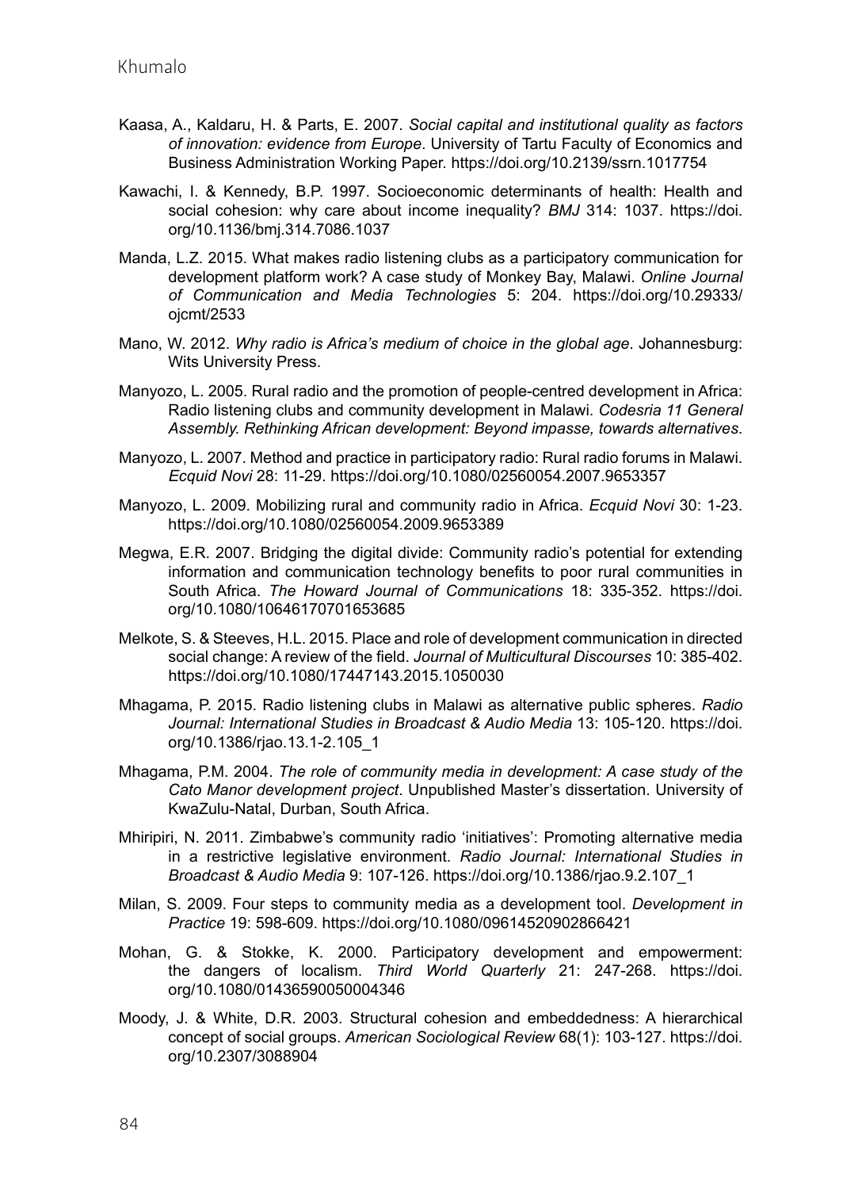Kaasa, A., Kaldaru, H. & Parts, E. 2007. *Social capital and institutional quality as factors of innovation: evidence from Europe*. University of Tartu Faculty of Economics and Business Administration Working Paper. https://doi.org/10.2139/ssrn.1017754

Kawachi, I. & Kennedy, B.P. 1997. Socioeconomic determinants of health: Health and social cohesion: why care about income inequality? *BMJ* 314: 1037. https://doi.org/10.1136/bmj.314.7086.1037

Manda, L.Z. 2015. What makes radio listening clubs as a participatory communication for development platform work? A case study of Monkey Bay, Malawi. *Online Journal of Communication and Media Technologies* 5: 204. https://doi.org/10.29333/ojcmt/2533

Mano, W. 2012. *Why radio is Africa's medium of choice in the global age*. Johannesburg: Wits University Press.

Manyozo, L. 2005. Rural radio and the promotion of people-centred development in Africa: Radio listening clubs and community development in Malawi. *Codesria 11 General Assembly. Rethinking African development: Beyond impasse, towards alternatives*.

Manyozo, L. 2007. Method and practice in participatory radio: Rural radio forums in Malawi. *Ecquid Novi* 28: 11-29. https://doi.org/10.1080/02560054.2007.9653357

Manyozo, L. 2009. Mobilizing rural and community radio in Africa. *Ecquid Novi* 30: 1-23. https://doi.org/10.1080/02560054.2009.9653389

Megwa, E.R. 2007. Bridging the digital divide: Community radio's potential for extending information and communication technology benefits to poor rural communities in South Africa. *The Howard Journal of Communications* 18: 335-352. https://doi.org/10.1080/10646170701653685

Melkote, S. & Steeves, H.L. 2015. Place and role of development communication in directed social change: A review of the field. *Journal of Multicultural Discourses* 10: 385-402. https://doi.org/10.1080/17447143.2015.1050030

Mhagama, P. 2015. Radio listening clubs in Malawi as alternative public spheres. *Radio Journal: International Studies in Broadcast & Audio Media* 13: 105-120. https://doi.org/10.1386/rjao.13.1-2.105_1

Mhagama, P.M. 2004. *The role of community media in development: A case study of the Cato Manor development project*. Unpublished Master's dissertation. University of KwaZulu-Natal, Durban, South Africa.

Mhiripiri, N. 2011. Zimbabwe's community radio 'initiatives': Promoting alternative media in a restrictive legislative environment. *Radio Journal: International Studies in Broadcast & Audio Media* 9: 107-126. https://doi.org/10.1386/rjao.9.2.107_1

Milan, S. 2009. Four steps to community media as a development tool. *Development in Practice* 19: 598-609. https://doi.org/10.1080/09614520902866421

Mohan, G. & Stokke, K. 2000. Participatory development and empowerment: the dangers of localism. *Third World Quarterly* 21: 247-268. https://doi.org/10.1080/01436590050004346

Moody, J. & White, D.R. 2003. Structural cohesion and embeddedness: A hierarchical concept of social groups. *American Sociological Review* 68(1): 103-127. https://doi.org/10.2307/3088904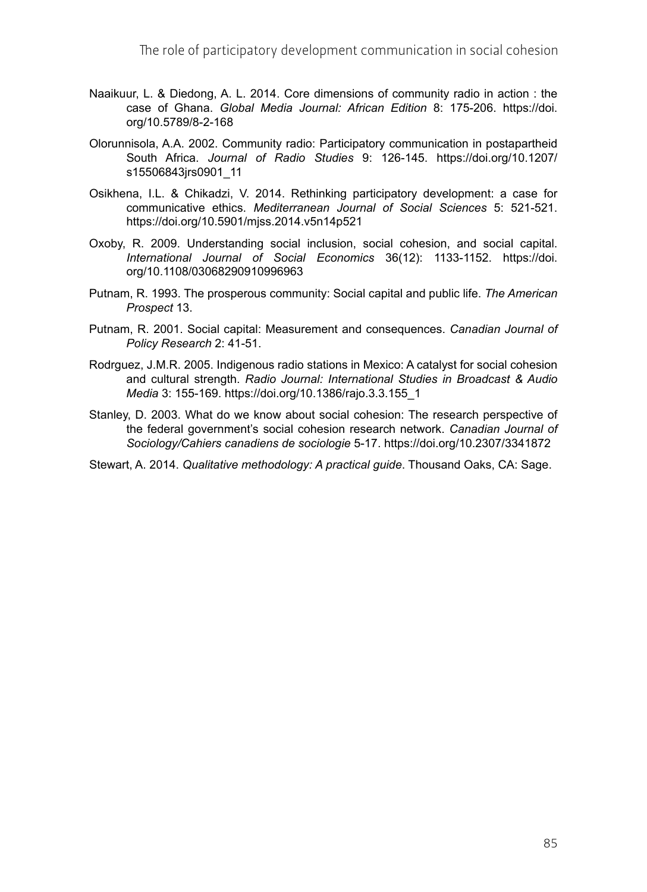Naaikuur, L. & Diedong, A. L. 2014. Core dimensions of community radio in action : the case of Ghana. *Global Media Journal: African Edition* 8: 175-206. https://doi.org/10.5789/8-2-168

Olorunnisola, A.A. 2002. Community radio: Participatory communication in postapartheid South Africa. *Journal of Radio Studies* 9: 126-145. https://doi.org/10.1207/s15506843jrs0901_11

Osikhena, I.L. & Chikadzi, V. 2014. Rethinking participatory development: a case for communicative ethics. *Mediterranean Journal of Social Sciences* 5: 521-521. https://doi.org/10.5901/mjss.2014.v5n14p521

Oxoby, R. 2009. Understanding social inclusion, social cohesion, and social capital. *International Journal of Social Economics* 36(12): 1133-1152. https://doi.org/10.1108/03068290910996963

Putnam, R. 1993. The prosperous community: Social capital and public life. *The American Prospect* 13.

Putnam, R. 2001. Social capital: Measurement and consequences. *Canadian Journal of Policy Research* 2: 41-51.

Rodrguez, J.M.R. 2005. Indigenous radio stations in Mexico: A catalyst for social cohesion and cultural strength. *Radio Journal: International Studies in Broadcast & Audio Media* 3: 155-169. https://doi.org/10.1386/rajo.3.3.155_1

Stanley, D. 2003. What do we know about social cohesion: The research perspective of the federal government's social cohesion research network. *Canadian Journal of Sociology/Cahiers canadiens de sociologie* 5-17. https://doi.org/10.2307/3341872

Stewart, A. 2014. *Qualitative methodology: A practical guide*. Thousand Oaks, CA: Sage.